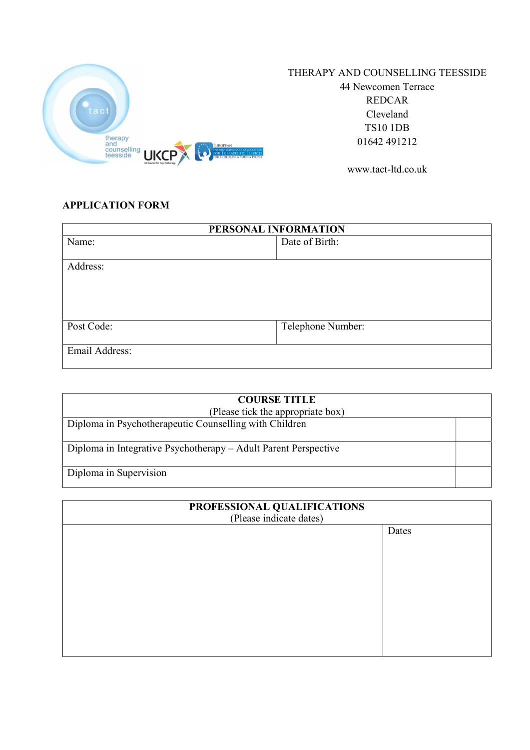THERAPY AND COUNSELLING TEESSIDE
44 Newcomen Terrace
REDCAR
Cleveland
TS10 1DB
01642 491212

www.tact-ltd.co.uk

## APPLICATION FORM

| PERSONAL INFORMATION | |
|---|---|
| Name: | Date of Birth: |
| Address: | |
| Post Code: | Telephone Number: |
| Email Address: | |

| COURSE TITLE (Please tick the appropriate box) | |
|---|---|
| Diploma in Psychotherapeutic Counselling with Children | |
| Diploma in Integrative Psychotherapy – Adult Parent Perspective | |
| Diploma in Supervision | |

| PROFESSIONAL QUALIFICATIONS (Please indicate dates) | |
|---|---|
| | Dates |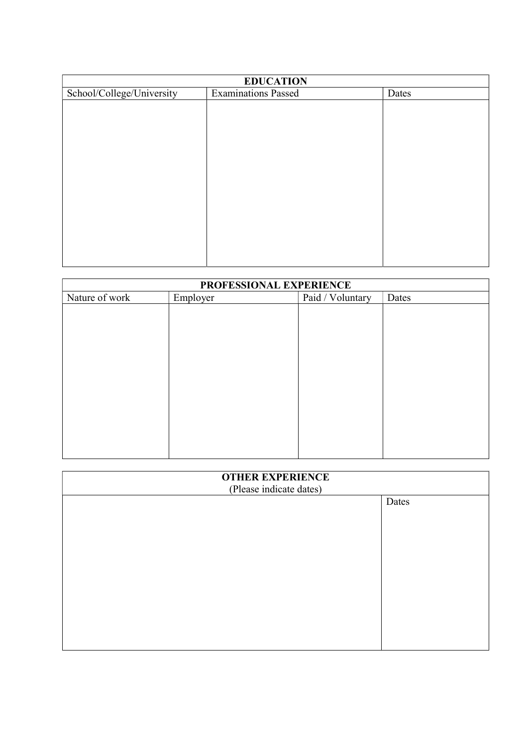| EDUCATION | | |
|---|---|---|
| School/College/University | Examinations Passed | Dates |
| | | |

| PROFESSIONAL EXPERIENCE | | | |
|---|---|---|---|
| Nature of work | Employer | Paid / Voluntary | Dates |
| | | | |

| OTHER EXPERIENCE (Please indicate dates) | |
|---|---|
| | Dates |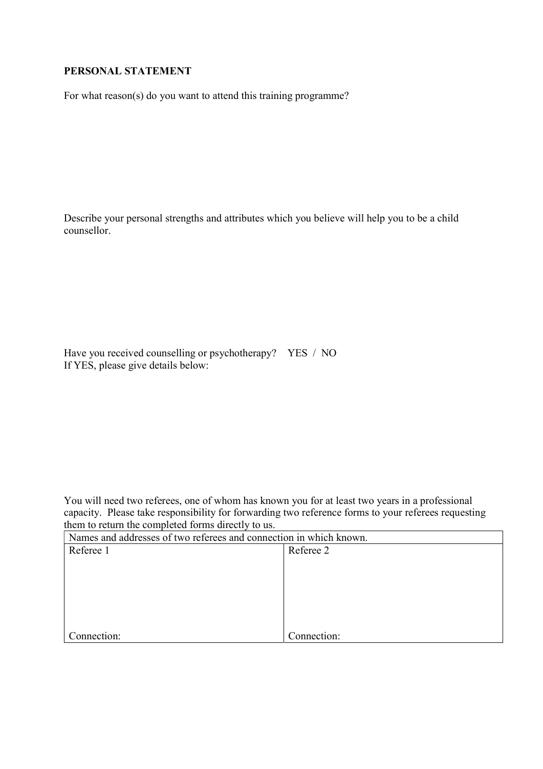**PERSONAL STATEMENT**

For what reason(s) do you want to attend this training programme?

Describe your personal strengths and attributes which you believe will help you to be a child counsellor.

Have you received counselling or psychotherapy?  YES / NO
If YES, please give details below:

You will need two referees, one of whom has known you for at least two years in a professional capacity. Please take responsibility for forwarding two reference forms to your referees requesting them to return the completed forms directly to us.

| Names and addresses of two referees and connection in which known. | |
|---|---|
| Referee 1<br><br><br><br><br>Connection: | Referee 2<br><br><br><br><br>Connection: |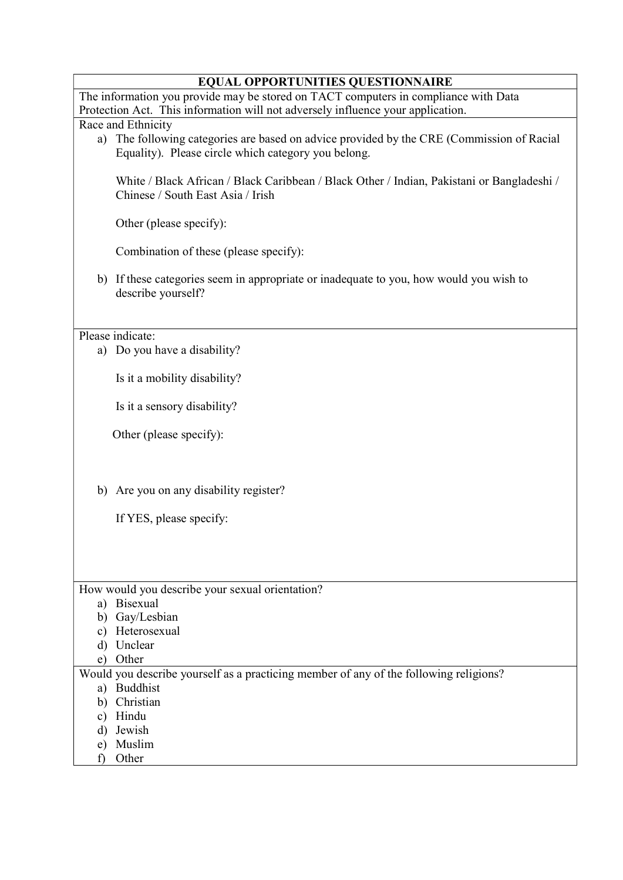## EQUAL OPPORTUNITIES QUESTIONNAIRE

The information you provide may be stored on TACT computers in compliance with Data Protection Act. This information will not adversely influence your application.

Race and Ethnicity

a) The following categories are based on advice provided by the CRE (Commission of Racial Equality). Please circle which category you belong.

   White / Black African / Black Caribbean / Black Other / Indian, Pakistani or Bangladeshi / Chinese / South East Asia / Irish

   Other (please specify):

   Combination of these (please specify):

b) If these categories seem in appropriate or inadequate to you, how would you wish to describe yourself?

Please indicate:

a) Do you have a disability?

   Is it a mobility disability?

   Is it a sensory disability?

   Other (please specify):

b) Are you on any disability register?

   If YES, please specify:

How would you describe your sexual orientation?

a) Bisexual
b) Gay/Lesbian
c) Heterosexual
d) Unclear
e) Other

Would you describe yourself as a practicing member of any of the following religions?

a) Buddhist
b) Christian
c) Hindu
d) Jewish
e) Muslim
f) Other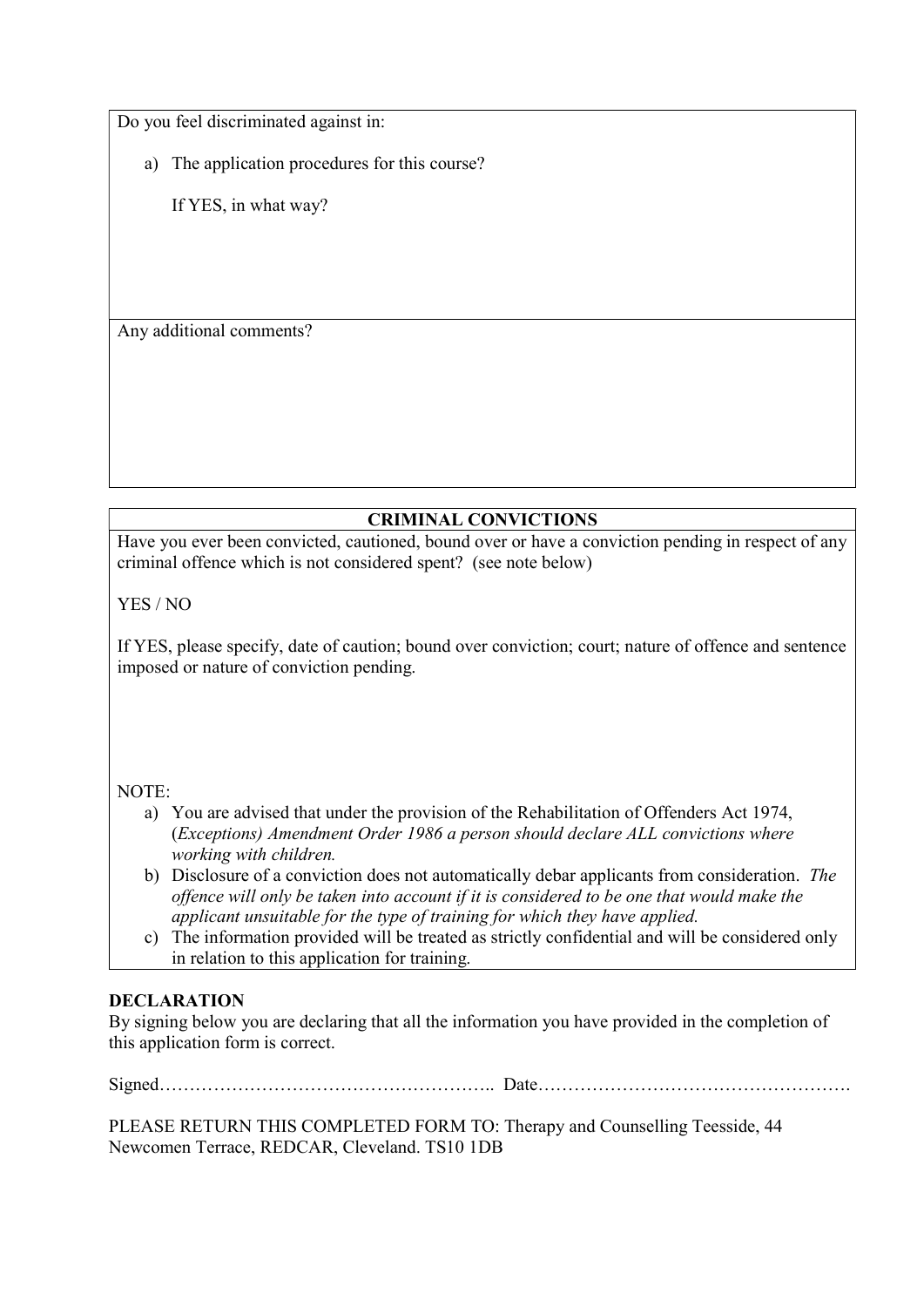Do you feel discriminated against in:

a) The application procedures for this course?

   If YES, in what way?

Any additional comments?

## CRIMINAL CONVICTIONS

Have you ever been convicted, cautioned, bound over or have a conviction pending in respect of any criminal offence which is not considered spent? (see note below)

YES / NO

If YES, please specify, date of caution; bound over conviction; court; nature of offence and sentence imposed or nature of conviction pending.

NOTE:

a) You are advised that under the provision of the Rehabilitation of Offenders Act 1974, (*Exceptions) Amendment Order 1986 a person should declare ALL convictions where working with children.*
b) Disclosure of a conviction does not automatically debar applicants from consideration. *The offence will only be taken into account if it is considered to be one that would make the applicant unsuitable for the type of training for which they have applied.*
c) The information provided will be treated as strictly confidential and will be considered only in relation to this application for training.

**DECLARATION**

By signing below you are declaring that all the information you have provided in the completion of this application form is correct.

Signed……………………………………………….. Date…………………………………………….

PLEASE RETURN THIS COMPLETED FORM TO: Therapy and Counselling Teesside, 44 Newcomen Terrace, REDCAR, Cleveland. TS10 1DB